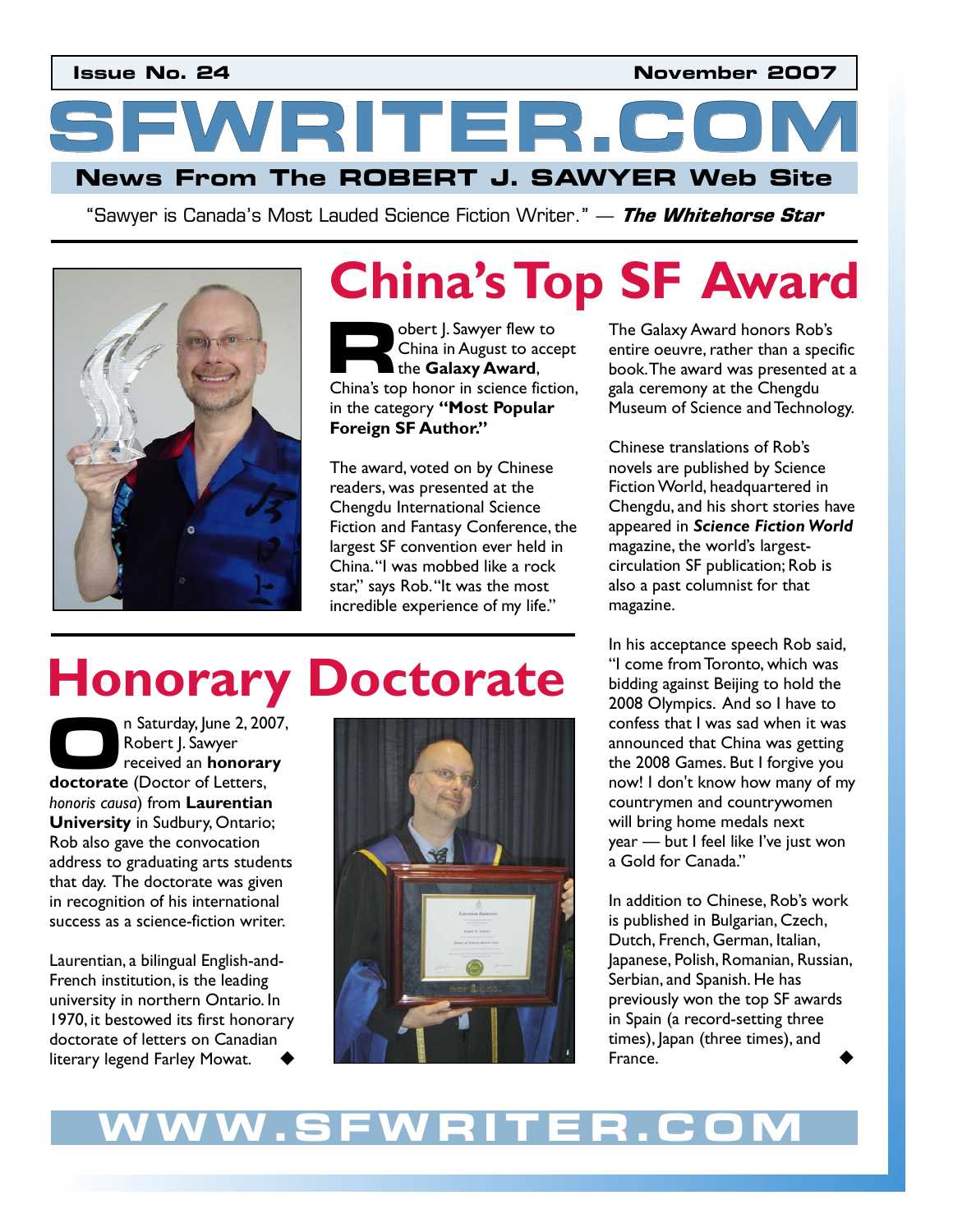Issue No. 24 November 2007

# SFWRITER.COM

## News From The ROBERT J. SAWYER Web Site

"Sawyer is Canada's Most Lauded Science Fiction Writer." — ***The Whitehorse Star***

# China's Top SF Award

Robert J. Sawyer flew to China in August to accept the **Galaxy Award**, China's top honor in science fiction, in the category **"Most Popular Foreign SF Author."**

The award, voted on by Chinese readers, was presented at the Chengdu International Science Fiction and Fantasy Conference, the largest SF convention ever held in China. "I was mobbed like a rock star," says Rob. "It was the most incredible experience of my life."

The Galaxy Award honors Rob's entire oeuvre, rather than a specific book. The award was presented at a gala ceremony at the Chengdu Museum of Science and Technology.

Chinese translations of Rob's novels are published by Science Fiction World, headquartered in Chengdu, and his short stories have appeared in ***Science Fiction World*** magazine, the world's largest-circulation SF publication; Rob is also a past columnist for that magazine.

In his acceptance speech Rob said, "I come from Toronto, which was bidding against Beijing to hold the 2008 Olympics. And so I have to confess that I was sad when it was announced that China was getting the 2008 Games. But I forgive you now! I don't know how many of my countrymen and countrywomen will bring home medals next year — but I feel like I've just won a Gold for Canada."

In addition to Chinese, Rob's work is published in Bulgarian, Czech, Dutch, French, German, Italian, Japanese, Polish, Romanian, Russian, Serbian, and Spanish. He has previously won the top SF awards in Spain (a record-setting three times), Japan (three times), and France. ◆

# Honorary Doctorate

On Saturday, June 2, 2007, Robert J. Sawyer received an **honorary doctorate** (Doctor of Letters, *honoris causa*) from **Laurentian University** in Sudbury, Ontario; Rob also gave the convocation address to graduating arts students that day. The doctorate was given in recognition of his international success as a science-fiction writer.

Laurentian, a bilingual English-and-French institution, is the leading university in northern Ontario. In 1970, it bestowed its first honorary doctorate of letters on Canadian literary legend Farley Mowat. ◆

WWW.SFWRITER.COM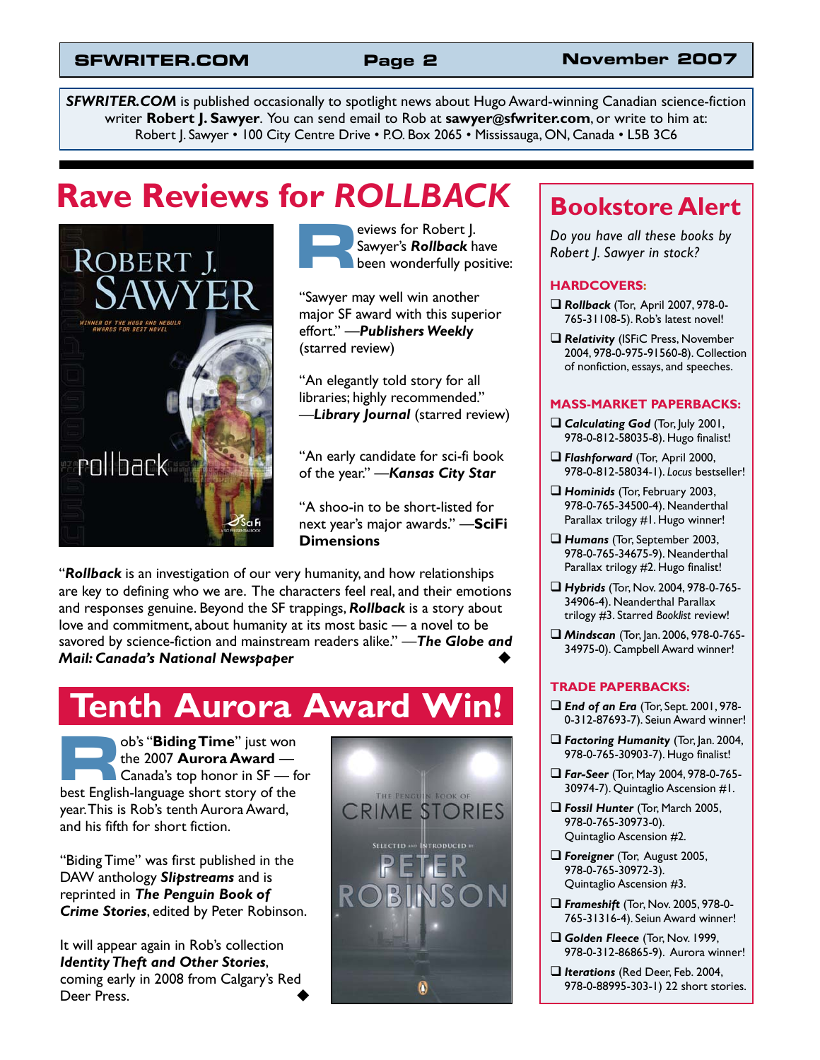***SFWRITER.COM*** is published occasionally to spotlight news about Hugo Award-winning Canadian science-fiction writer **Robert J. Sawyer**. You can send email to Rob at **sawyer@sfwriter.com**, or write to him at: Robert J. Sawyer • 100 City Centre Drive • P.O. Box 2065 • Mississauga, ON, Canada • L5B 3C6

# Rave Reviews for *ROLLBACK*

Reviews for Robert J. Sawyer's ***Rollback*** have been wonderfully positive:

"Sawyer may well win another major SF award with this superior effort." —***Publishers Weekly*** (starred review)

"An elegantly told story for all libraries; highly recommended." —***Library Journal*** (starred review)

"An early candidate for sci-fi book of the year." —***Kansas City Star***

"A shoo-in to be short-listed for next year's major awards." —**SciFi Dimensions**

"***Rollback*** is an investigation of our very humanity, and how relationships are key to defining who we are. The characters feel real, and their emotions and responses genuine. Beyond the SF trappings, ***Rollback*** is a story about love and commitment, about humanity at its most basic — a novel to be savored by science-fiction and mainstream readers alike." —***The Globe and Mail: Canada's National Newspaper*** ◆

# Tenth Aurora Award Win!

Rob's "**Biding Time**" just won the 2007 **Aurora Award** — Canada's top honor in SF — for best English-language short story of the year. This is Rob's tenth Aurora Award, and his fifth for short fiction.

"Biding Time" was first published in the DAW anthology ***Slipstreams*** and is reprinted in ***The Penguin Book of Crime Stories***, edited by Peter Robinson.

It will appear again in Rob's collection ***Identity Theft and Other Stories***, coming early in 2008 from Calgary's Red Deer Press. ◆

## Bookstore Alert

*Do you have all these books by Robert J. Sawyer in stock?*

### HARDCOVERS:

- ❑ ***Rollback*** (Tor, April 2007, 978-0-765-31108-5). Rob's latest novel!
- ❑ ***Relativity*** (ISFiC Press, November 2004, 978-0-975-91560-8). Collection of nonfiction, essays, and speeches.

### MASS-MARKET PAPERBACKS:

- ❑ ***Calculating God*** (Tor, July 2001, 978-0-812-58035-8). Hugo finalist!
- ❑ ***Flashforward*** (Tor, April 2000, 978-0-812-58034-1). *Locus* bestseller!
- ❑ ***Hominids*** (Tor, February 2003, 978-0-765-34500-4). Neanderthal Parallax trilogy #1. Hugo winner!
- ❑ ***Humans*** (Tor, September 2003, 978-0-765-34675-9). Neanderthal Parallax trilogy #2. Hugo finalist!
- ❑ ***Hybrids*** (Tor, Nov. 2004, 978-0-765-34906-4). Neanderthal Parallax trilogy #3. Starred *Booklist* review!
- ❑ ***Mindscan*** (Tor, Jan. 2006, 978-0-765-34975-0). Campbell Award winner!

### TRADE PAPERBACKS:

- ❑ ***End of an Era*** (Tor, Sept. 2001, 978-0-312-87693-7). Seiun Award winner!
- ❑ ***Factoring Humanity*** (Tor, Jan. 2004, 978-0-765-30903-7). Hugo finalist!
- ❑ ***Far-Seer*** (Tor, May 2004, 978-0-765-30974-7). Quintaglio Ascension #1.
- ❑ ***Fossil Hunter*** (Tor, March 2005, 978-0-765-30973-0). Quintaglio Ascension #2.
- ❑ ***Foreigner*** (Tor, August 2005, 978-0-765-30972-3). Quintaglio Ascension #3.
- ❑ ***Frameshift*** (Tor, Nov. 2005, 978-0-765-31316-4). Seiun Award winner!
- ❑ ***Golden Fleece*** (Tor, Nov. 1999, 978-0-312-86865-9). Aurora winner!
- ❑ ***Iterations*** (Red Deer, Feb. 2004, 978-0-88995-303-1) 22 short stories.